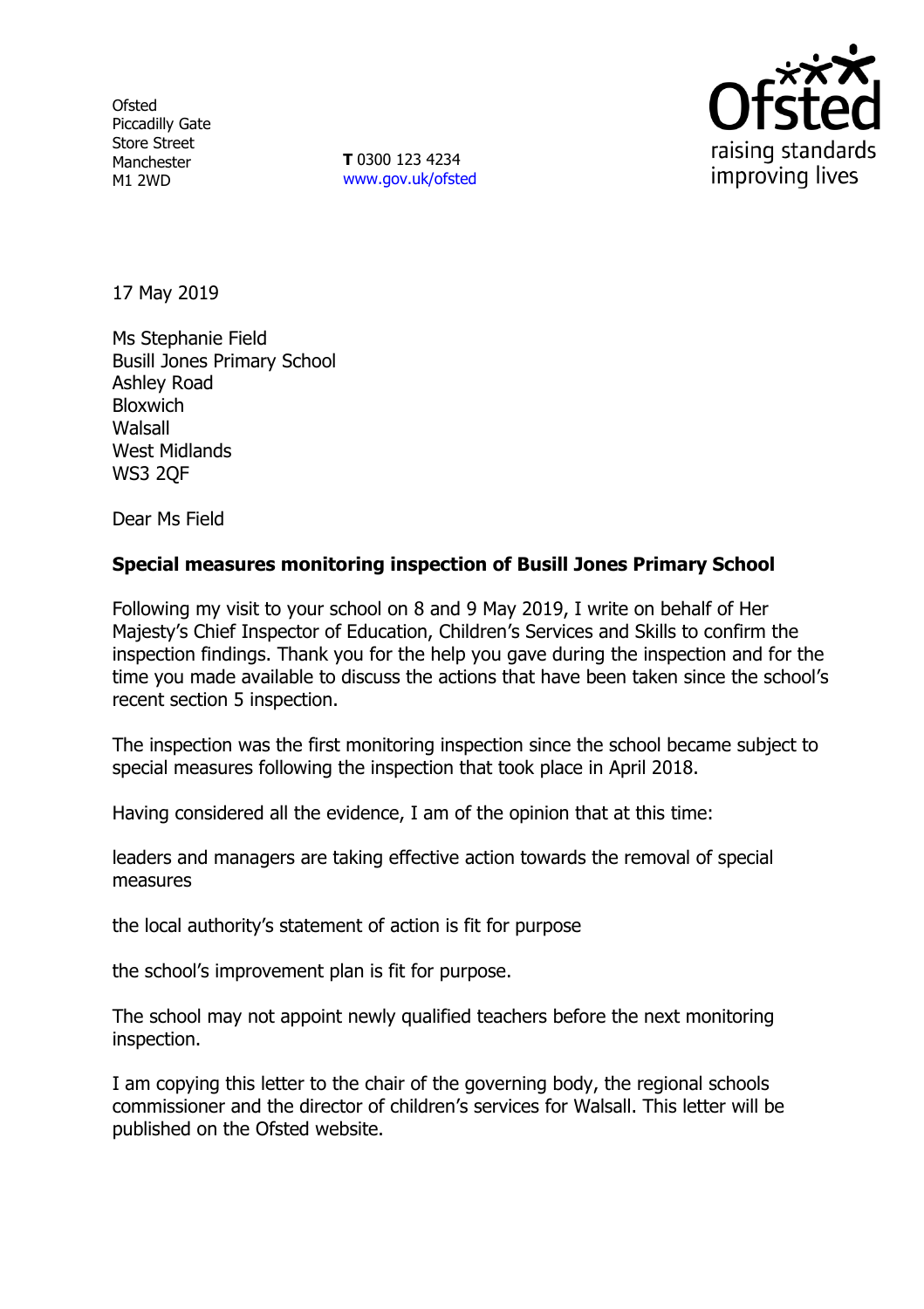Ofsted
Piccadilly Gate
Store Street
Manchester
M1 2WD

**T** 0300 123 4234
www.gov.uk/ofsted

17 May 2019

Ms Stephanie Field
Busill Jones Primary School
Ashley Road
Bloxwich
Walsall
West Midlands
WS3 2QF

Dear Ms Field

**Special measures monitoring inspection of Busill Jones Primary School**

Following my visit to your school on 8 and 9 May 2019, I write on behalf of Her Majesty's Chief Inspector of Education, Children's Services and Skills to confirm the inspection findings. Thank you for the help you gave during the inspection and for the time you made available to discuss the actions that have been taken since the school's recent section 5 inspection.

The inspection was the first monitoring inspection since the school became subject to special measures following the inspection that took place in April 2018.

Having considered all the evidence, I am of the opinion that at this time:

leaders and managers are taking effective action towards the removal of special measures

the local authority's statement of action is fit for purpose

the school's improvement plan is fit for purpose.

The school may not appoint newly qualified teachers before the next monitoring inspection.

I am copying this letter to the chair of the governing body, the regional schools commissioner and the director of children's services for Walsall. This letter will be published on the Ofsted website.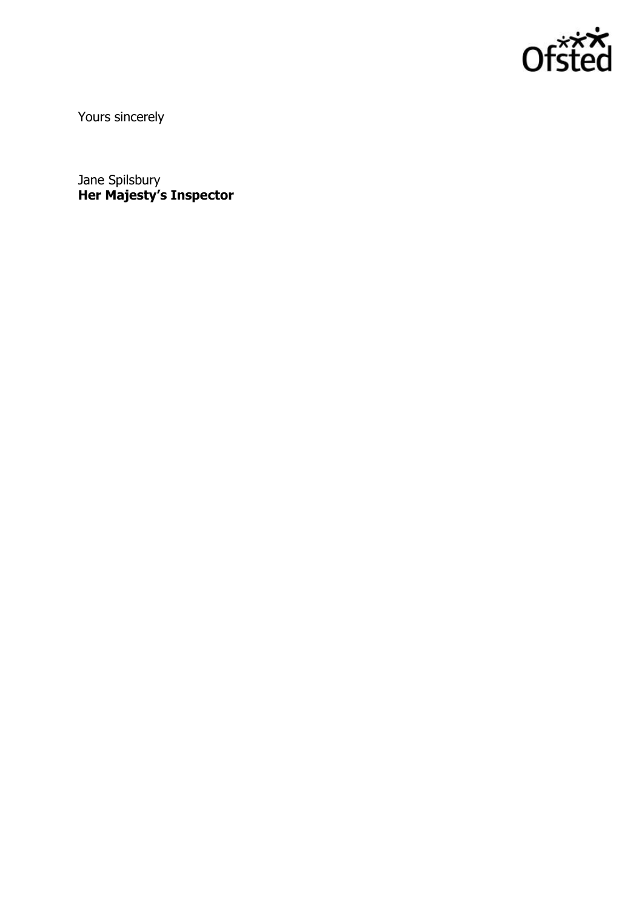Yours sincerely

Jane Spilsbury
**Her Majesty's Inspector**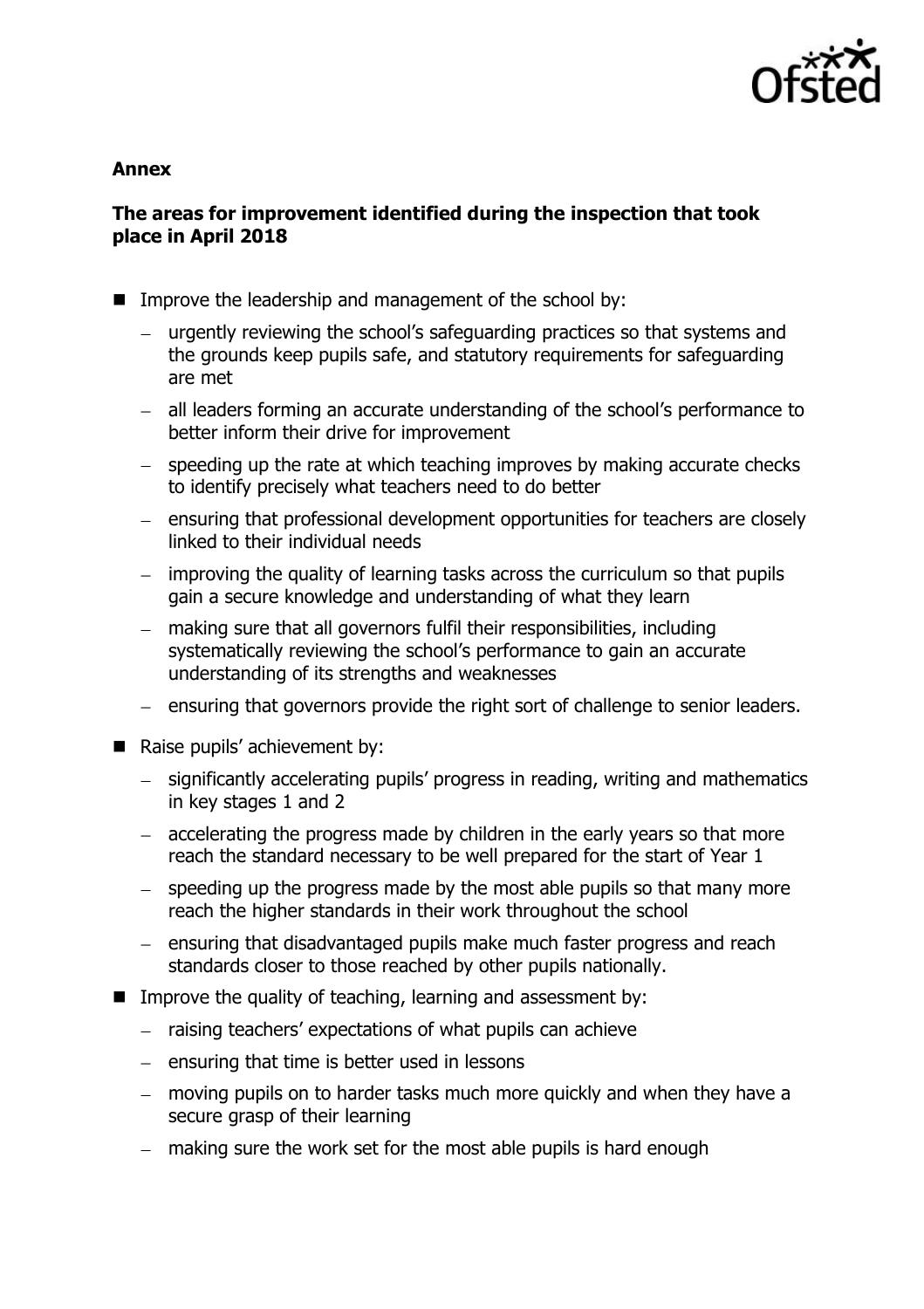**Annex**

**The areas for improvement identified during the inspection that took place in April 2018**

- Improve the leadership and management of the school by:
  - urgently reviewing the school's safeguarding practices so that systems and the grounds keep pupils safe, and statutory requirements for safeguarding are met
  - all leaders forming an accurate understanding of the school's performance to better inform their drive for improvement
  - speeding up the rate at which teaching improves by making accurate checks to identify precisely what teachers need to do better
  - ensuring that professional development opportunities for teachers are closely linked to their individual needs
  - improving the quality of learning tasks across the curriculum so that pupils gain a secure knowledge and understanding of what they learn
  - making sure that all governors fulfil their responsibilities, including systematically reviewing the school's performance to gain an accurate understanding of its strengths and weaknesses
  - ensuring that governors provide the right sort of challenge to senior leaders.
- Raise pupils' achievement by:
  - significantly accelerating pupils' progress in reading, writing and mathematics in key stages 1 and 2
  - accelerating the progress made by children in the early years so that more reach the standard necessary to be well prepared for the start of Year 1
  - speeding up the progress made by the most able pupils so that many more reach the higher standards in their work throughout the school
  - ensuring that disadvantaged pupils make much faster progress and reach standards closer to those reached by other pupils nationally.
- Improve the quality of teaching, learning and assessment by:
  - raising teachers' expectations of what pupils can achieve
  - ensuring that time is better used in lessons
  - moving pupils on to harder tasks much more quickly and when they have a secure grasp of their learning
  - making sure the work set for the most able pupils is hard enough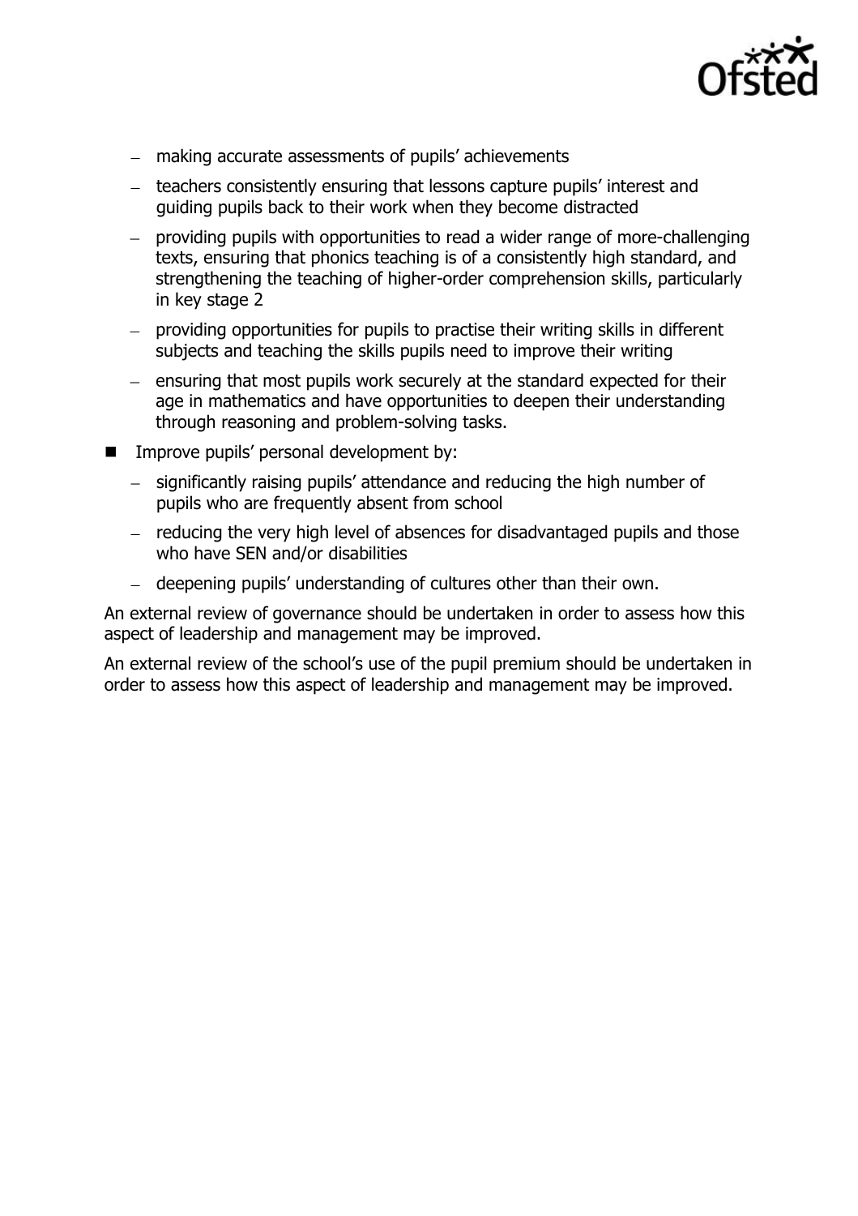- making accurate assessments of pupils' achievements
  - teachers consistently ensuring that lessons capture pupils' interest and guiding pupils back to their work when they become distracted
  - providing pupils with opportunities to read a wider range of more-challenging texts, ensuring that phonics teaching is of a consistently high standard, and strengthening the teaching of higher-order comprehension skills, particularly in key stage 2
  - providing opportunities for pupils to practise their writing skills in different subjects and teaching the skills pupils need to improve their writing
  - ensuring that most pupils work securely at the standard expected for their age in mathematics and have opportunities to deepen their understanding through reasoning and problem-solving tasks.
- Improve pupils' personal development by:
  - significantly raising pupils' attendance and reducing the high number of pupils who are frequently absent from school
  - reducing the very high level of absences for disadvantaged pupils and those who have SEN and/or disabilities
  - deepening pupils' understanding of cultures other than their own.

An external review of governance should be undertaken in order to assess how this aspect of leadership and management may be improved.

An external review of the school's use of the pupil premium should be undertaken in order to assess how this aspect of leadership and management may be improved.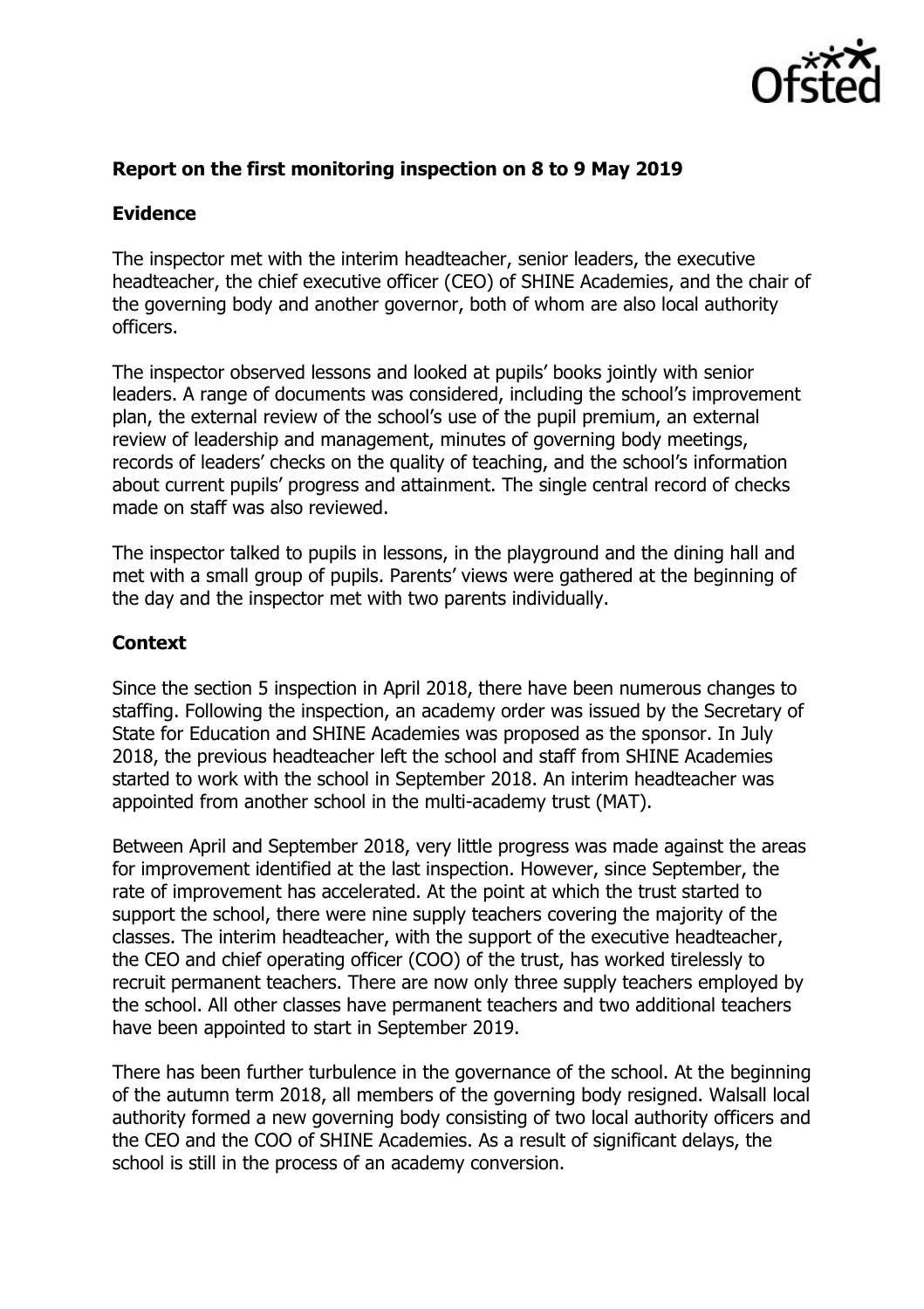**Report on the first monitoring inspection on 8 to 9 May 2019**

**Evidence**

The inspector met with the interim headteacher, senior leaders, the executive headteacher, the chief executive officer (CEO) of SHINE Academies, and the chair of the governing body and another governor, both of whom are also local authority officers.

The inspector observed lessons and looked at pupils' books jointly with senior leaders. A range of documents was considered, including the school's improvement plan, the external review of the school's use of the pupil premium, an external review of leadership and management, minutes of governing body meetings, records of leaders' checks on the quality of teaching, and the school's information about current pupils' progress and attainment. The single central record of checks made on staff was also reviewed.

The inspector talked to pupils in lessons, in the playground and the dining hall and met with a small group of pupils. Parents' views were gathered at the beginning of the day and the inspector met with two parents individually.

**Context**

Since the section 5 inspection in April 2018, there have been numerous changes to staffing. Following the inspection, an academy order was issued by the Secretary of State for Education and SHINE Academies was proposed as the sponsor. In July 2018, the previous headteacher left the school and staff from SHINE Academies started to work with the school in September 2018. An interim headteacher was appointed from another school in the multi-academy trust (MAT).

Between April and September 2018, very little progress was made against the areas for improvement identified at the last inspection. However, since September, the rate of improvement has accelerated. At the point at which the trust started to support the school, there were nine supply teachers covering the majority of the classes. The interim headteacher, with the support of the executive headteacher, the CEO and chief operating officer (COO) of the trust, has worked tirelessly to recruit permanent teachers. There are now only three supply teachers employed by the school. All other classes have permanent teachers and two additional teachers have been appointed to start in September 2019.

There has been further turbulence in the governance of the school. At the beginning of the autumn term 2018, all members of the governing body resigned. Walsall local authority formed a new governing body consisting of two local authority officers and the CEO and the COO of SHINE Academies. As a result of significant delays, the school is still in the process of an academy conversion.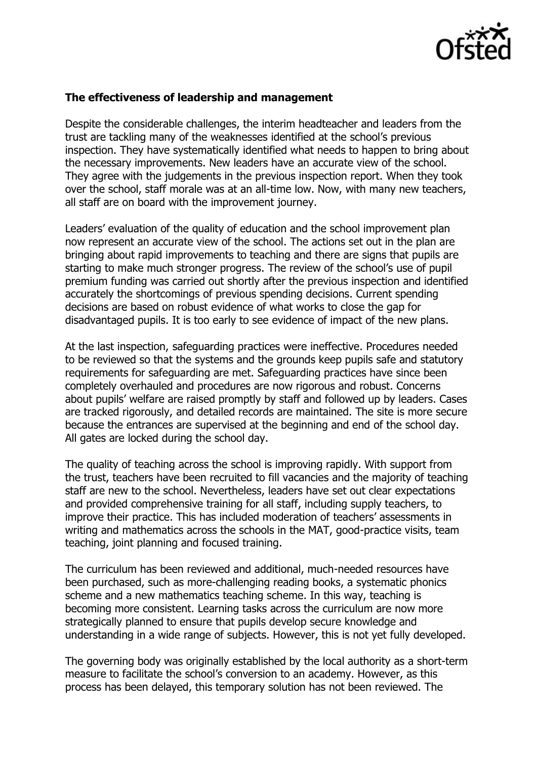**The effectiveness of leadership and management**

Despite the considerable challenges, the interim headteacher and leaders from the trust are tackling many of the weaknesses identified at the school's previous inspection. They have systematically identified what needs to happen to bring about the necessary improvements. New leaders have an accurate view of the school. They agree with the judgements in the previous inspection report. When they took over the school, staff morale was at an all-time low. Now, with many new teachers, all staff are on board with the improvement journey.

Leaders' evaluation of the quality of education and the school improvement plan now represent an accurate view of the school. The actions set out in the plan are bringing about rapid improvements to teaching and there are signs that pupils are starting to make much stronger progress. The review of the school's use of pupil premium funding was carried out shortly after the previous inspection and identified accurately the shortcomings of previous spending decisions. Current spending decisions are based on robust evidence of what works to close the gap for disadvantaged pupils. It is too early to see evidence of impact of the new plans.

At the last inspection, safeguarding practices were ineffective. Procedures needed to be reviewed so that the systems and the grounds keep pupils safe and statutory requirements for safeguarding are met. Safeguarding practices have since been completely overhauled and procedures are now rigorous and robust. Concerns about pupils' welfare are raised promptly by staff and followed up by leaders. Cases are tracked rigorously, and detailed records are maintained. The site is more secure because the entrances are supervised at the beginning and end of the school day. All gates are locked during the school day.

The quality of teaching across the school is improving rapidly. With support from the trust, teachers have been recruited to fill vacancies and the majority of teaching staff are new to the school. Nevertheless, leaders have set out clear expectations and provided comprehensive training for all staff, including supply teachers, to improve their practice. This has included moderation of teachers' assessments in writing and mathematics across the schools in the MAT, good-practice visits, team teaching, joint planning and focused training.

The curriculum has been reviewed and additional, much-needed resources have been purchased, such as more-challenging reading books, a systematic phonics scheme and a new mathematics teaching scheme. In this way, teaching is becoming more consistent. Learning tasks across the curriculum are now more strategically planned to ensure that pupils develop secure knowledge and understanding in a wide range of subjects. However, this is not yet fully developed.

The governing body was originally established by the local authority as a short-term measure to facilitate the school's conversion to an academy. However, as this process has been delayed, this temporary solution has not been reviewed. The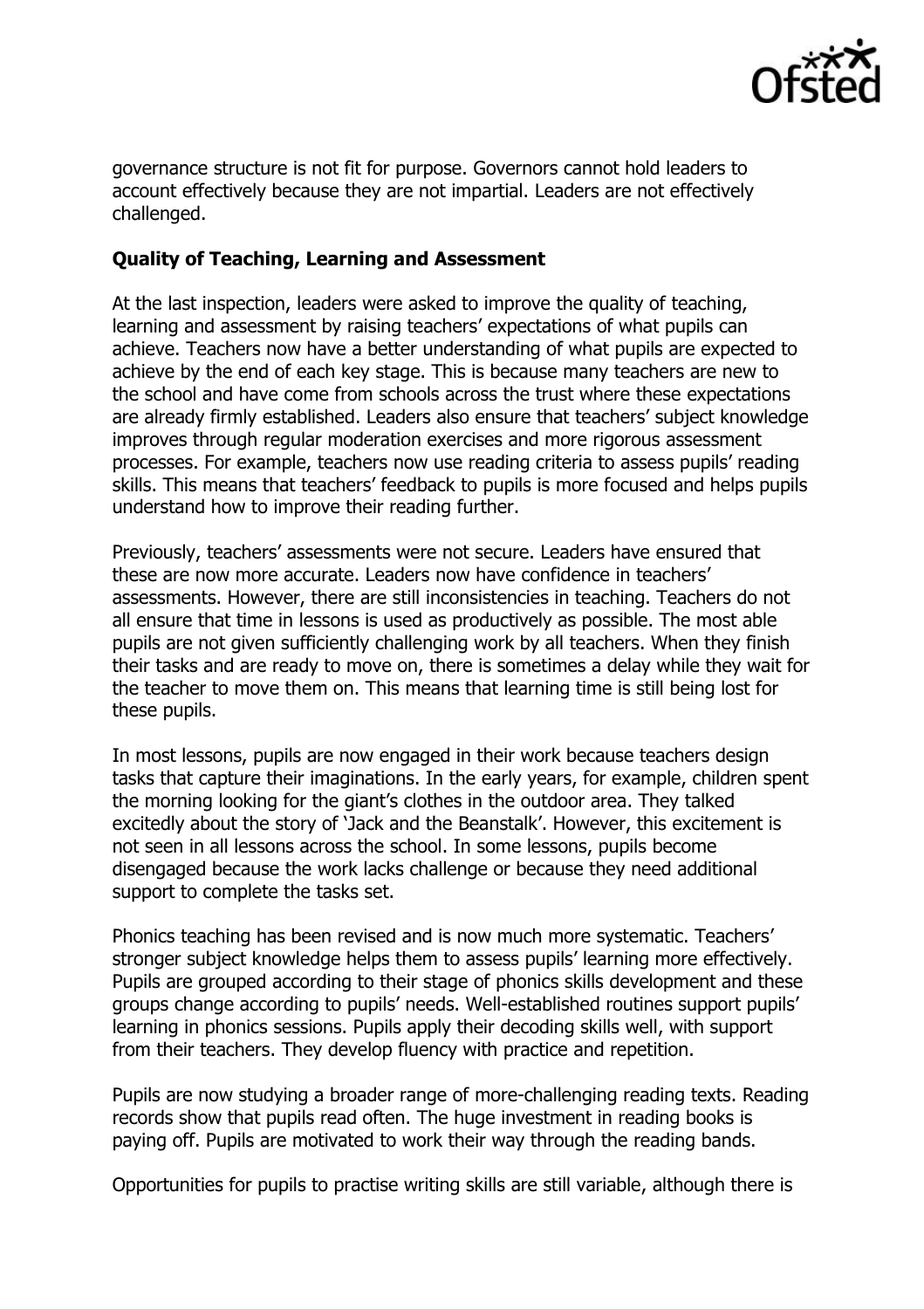governance structure is not fit for purpose. Governors cannot hold leaders to account effectively because they are not impartial. Leaders are not effectively challenged.

**Quality of Teaching, Learning and Assessment**

At the last inspection, leaders were asked to improve the quality of teaching, learning and assessment by raising teachers' expectations of what pupils can achieve. Teachers now have a better understanding of what pupils are expected to achieve by the end of each key stage. This is because many teachers are new to the school and have come from schools across the trust where these expectations are already firmly established. Leaders also ensure that teachers' subject knowledge improves through regular moderation exercises and more rigorous assessment processes. For example, teachers now use reading criteria to assess pupils' reading skills. This means that teachers' feedback to pupils is more focused and helps pupils understand how to improve their reading further.

Previously, teachers' assessments were not secure. Leaders have ensured that these are now more accurate. Leaders now have confidence in teachers' assessments. However, there are still inconsistencies in teaching. Teachers do not all ensure that time in lessons is used as productively as possible. The most able pupils are not given sufficiently challenging work by all teachers. When they finish their tasks and are ready to move on, there is sometimes a delay while they wait for the teacher to move them on. This means that learning time is still being lost for these pupils.

In most lessons, pupils are now engaged in their work because teachers design tasks that capture their imaginations. In the early years, for example, children spent the morning looking for the giant's clothes in the outdoor area. They talked excitedly about the story of 'Jack and the Beanstalk'. However, this excitement is not seen in all lessons across the school. In some lessons, pupils become disengaged because the work lacks challenge or because they need additional support to complete the tasks set.

Phonics teaching has been revised and is now much more systematic. Teachers' stronger subject knowledge helps them to assess pupils' learning more effectively. Pupils are grouped according to their stage of phonics skills development and these groups change according to pupils' needs. Well-established routines support pupils' learning in phonics sessions. Pupils apply their decoding skills well, with support from their teachers. They develop fluency with practice and repetition.

Pupils are now studying a broader range of more-challenging reading texts. Reading records show that pupils read often. The huge investment in reading books is paying off. Pupils are motivated to work their way through the reading bands.

Opportunities for pupils to practise writing skills are still variable, although there is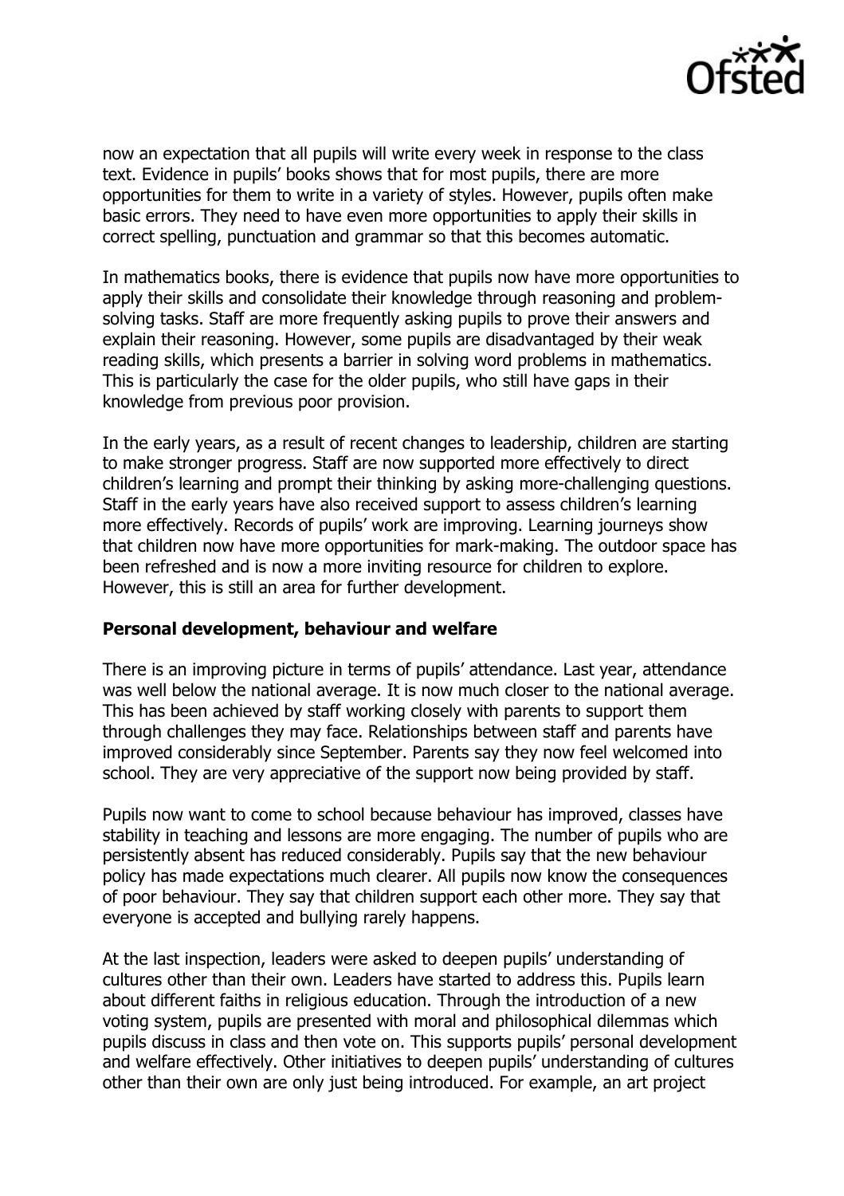now an expectation that all pupils will write every week in response to the class text. Evidence in pupils' books shows that for most pupils, there are more opportunities for them to write in a variety of styles. However, pupils often make basic errors. They need to have even more opportunities to apply their skills in correct spelling, punctuation and grammar so that this becomes automatic.

In mathematics books, there is evidence that pupils now have more opportunities to apply their skills and consolidate their knowledge through reasoning and problem-solving tasks. Staff are more frequently asking pupils to prove their answers and explain their reasoning. However, some pupils are disadvantaged by their weak reading skills, which presents a barrier in solving word problems in mathematics. This is particularly the case for the older pupils, who still have gaps in their knowledge from previous poor provision.

In the early years, as a result of recent changes to leadership, children are starting to make stronger progress. Staff are now supported more effectively to direct children's learning and prompt their thinking by asking more-challenging questions. Staff in the early years have also received support to assess children's learning more effectively. Records of pupils' work are improving. Learning journeys show that children now have more opportunities for mark-making. The outdoor space has been refreshed and is now a more inviting resource for children to explore. However, this is still an area for further development.

**Personal development, behaviour and welfare**

There is an improving picture in terms of pupils' attendance. Last year, attendance was well below the national average. It is now much closer to the national average. This has been achieved by staff working closely with parents to support them through challenges they may face. Relationships between staff and parents have improved considerably since September. Parents say they now feel welcomed into school. They are very appreciative of the support now being provided by staff.

Pupils now want to come to school because behaviour has improved, classes have stability in teaching and lessons are more engaging. The number of pupils who are persistently absent has reduced considerably. Pupils say that the new behaviour policy has made expectations much clearer. All pupils now know the consequences of poor behaviour. They say that children support each other more. They say that everyone is accepted and bullying rarely happens.

At the last inspection, leaders were asked to deepen pupils' understanding of cultures other than their own. Leaders have started to address this. Pupils learn about different faiths in religious education. Through the introduction of a new voting system, pupils are presented with moral and philosophical dilemmas which pupils discuss in class and then vote on. This supports pupils' personal development and welfare effectively. Other initiatives to deepen pupils' understanding of cultures other than their own are only just being introduced. For example, an art project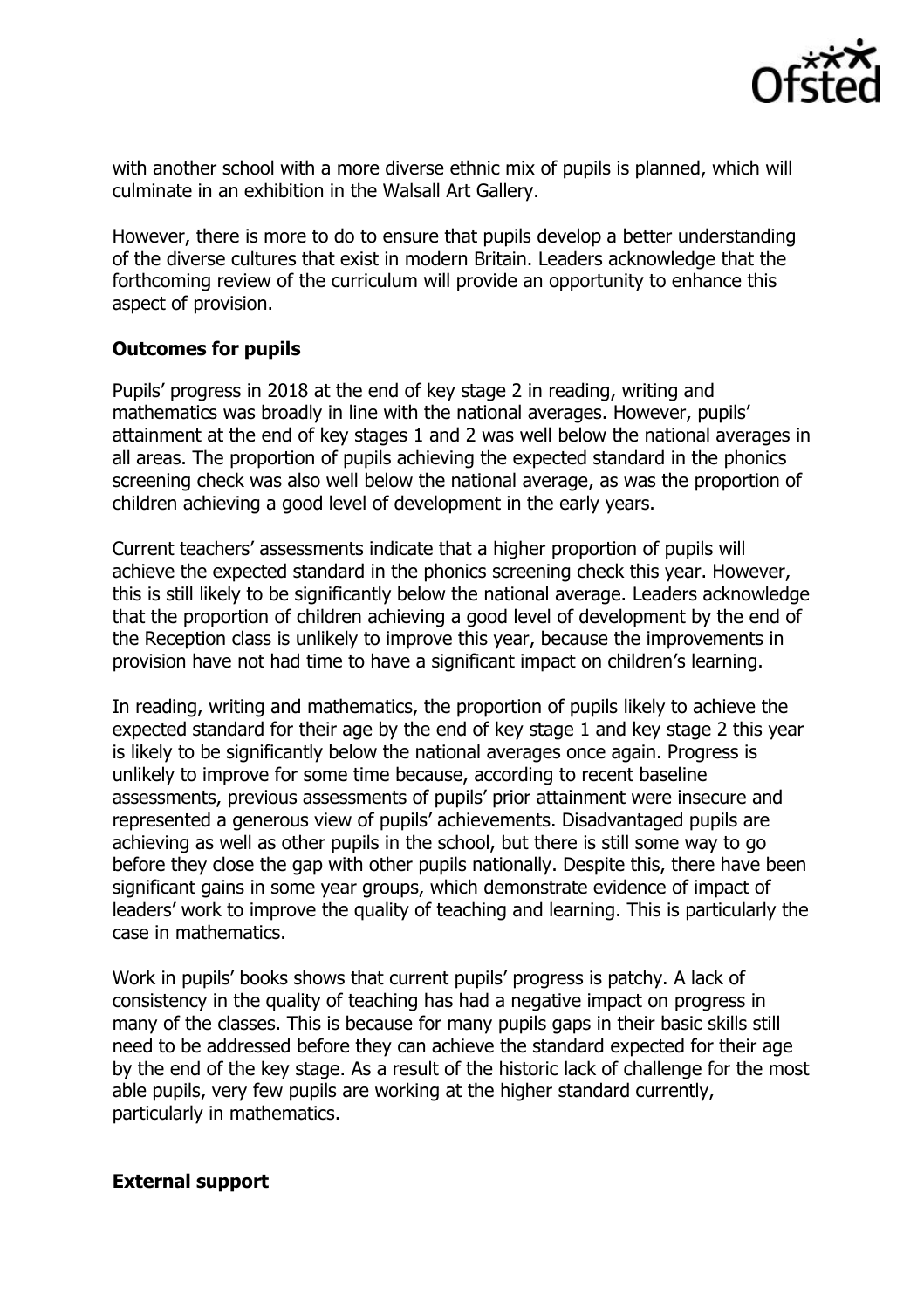with another school with a more diverse ethnic mix of pupils is planned, which will culminate in an exhibition in the Walsall Art Gallery.

However, there is more to do to ensure that pupils develop a better understanding of the diverse cultures that exist in modern Britain. Leaders acknowledge that the forthcoming review of the curriculum will provide an opportunity to enhance this aspect of provision.

### Outcomes for pupils

Pupils' progress in 2018 at the end of key stage 2 in reading, writing and mathematics was broadly in line with the national averages. However, pupils' attainment at the end of key stages 1 and 2 was well below the national averages in all areas. The proportion of pupils achieving the expected standard in the phonics screening check was also well below the national average, as was the proportion of children achieving a good level of development in the early years.

Current teachers' assessments indicate that a higher proportion of pupils will achieve the expected standard in the phonics screening check this year. However, this is still likely to be significantly below the national average. Leaders acknowledge that the proportion of children achieving a good level of development by the end of the Reception class is unlikely to improve this year, because the improvements in provision have not had time to have a significant impact on children's learning.

In reading, writing and mathematics, the proportion of pupils likely to achieve the expected standard for their age by the end of key stage 1 and key stage 2 this year is likely to be significantly below the national averages once again. Progress is unlikely to improve for some time because, according to recent baseline assessments, previous assessments of pupils' prior attainment were insecure and represented a generous view of pupils' achievements. Disadvantaged pupils are achieving as well as other pupils in the school, but there is still some way to go before they close the gap with other pupils nationally. Despite this, there have been significant gains in some year groups, which demonstrate evidence of impact of leaders' work to improve the quality of teaching and learning. This is particularly the case in mathematics.

Work in pupils' books shows that current pupils' progress is patchy. A lack of consistency in the quality of teaching has had a negative impact on progress in many of the classes. This is because for many pupils gaps in their basic skills still need to be addressed before they can achieve the standard expected for their age by the end of the key stage. As a result of the historic lack of challenge for the most able pupils, very few pupils are working at the higher standard currently, particularly in mathematics.

### External support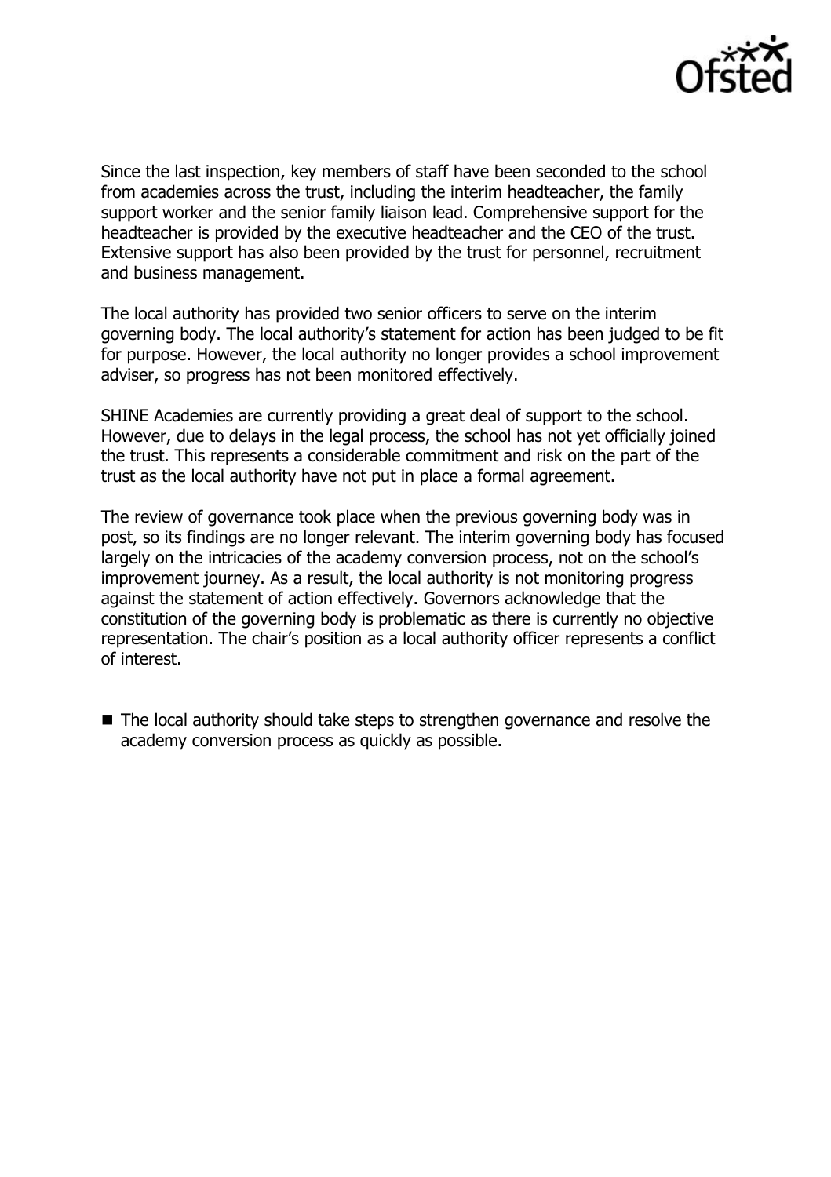Since the last inspection, key members of staff have been seconded to the school from academies across the trust, including the interim headteacher, the family support worker and the senior family liaison lead. Comprehensive support for the headteacher is provided by the executive headteacher and the CEO of the trust. Extensive support has also been provided by the trust for personnel, recruitment and business management.

The local authority has provided two senior officers to serve on the interim governing body. The local authority's statement for action has been judged to be fit for purpose. However, the local authority no longer provides a school improvement adviser, so progress has not been monitored effectively.

SHINE Academies are currently providing a great deal of support to the school. However, due to delays in the legal process, the school has not yet officially joined the trust. This represents a considerable commitment and risk on the part of the trust as the local authority have not put in place a formal agreement.

The review of governance took place when the previous governing body was in post, so its findings are no longer relevant. The interim governing body has focused largely on the intricacies of the academy conversion process, not on the school's improvement journey. As a result, the local authority is not monitoring progress against the statement of action effectively. Governors acknowledge that the constitution of the governing body is problematic as there is currently no objective representation. The chair's position as a local authority officer represents a conflict of interest.

- The local authority should take steps to strengthen governance and resolve the academy conversion process as quickly as possible.